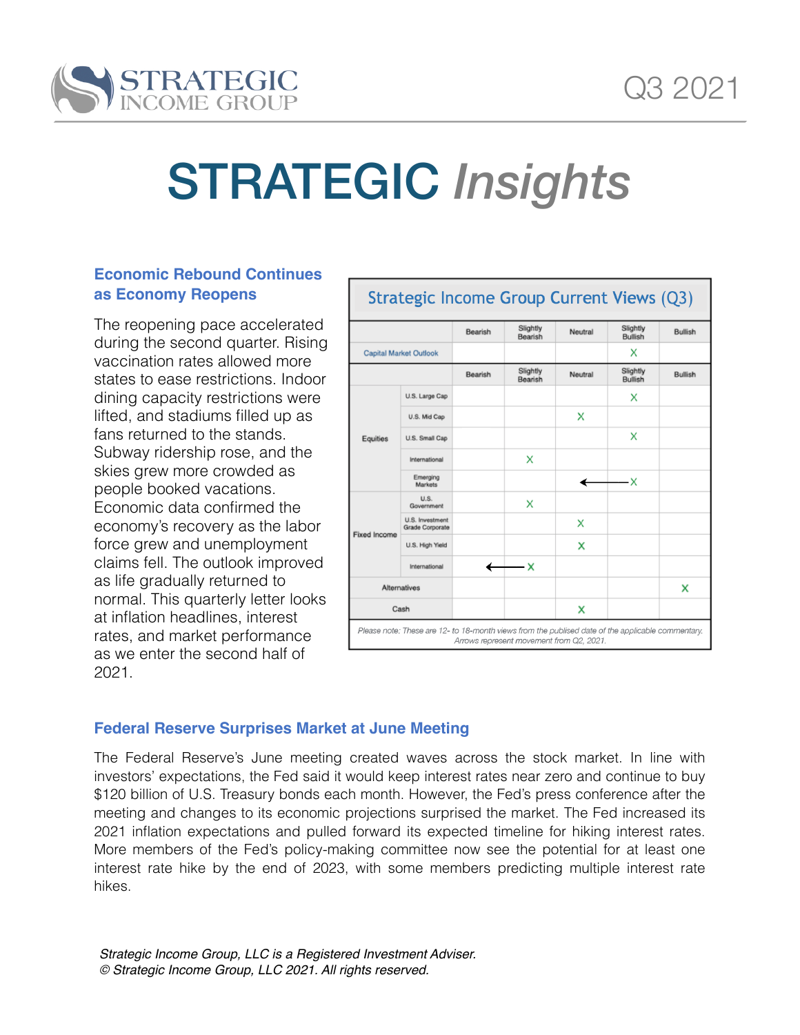STRATEGIC INCOME GROUP

Q3 2021

# STRATEGIC *Insights*

### Economic Rebound Continues as Economy Reopens

The reopening pace accelerated during the second quarter. Rising vaccination rates allowed more states to ease restrictions. Indoor dining capacity restrictions were lifted, and stadiums filled up as fans returned to the stands. Subway ridership rose, and the skies grew more crowded as people booked vacations. Economic data confirmed the economy's recovery as the labor force grew and unemployment claims fell. The outlook improved as life gradually returned to normal. This quarterly letter looks at inflation headlines, interest rates, and market performance as we enter the second half of 2021.

**Strategic Income Group Current Views (Q3)**

| | | Bearish | Slightly Bearish | Neutral | Slightly Bullish | Bullish |
|---|---|---|---|---|---|---|
| Capital Market Outlook | | | | | X | |

| | | Bearish | Slightly Bearish | Neutral | Slightly Bullish | Bullish |
|---|---|---|---|---|---|---|
| Equities | U.S. Large Cap | | | | X | |
| | U.S. Mid Cap | | | X | | |
| | U.S. Small Cap | | | | X | |
| | International | | X | | | |
| | Emerging Markets | | | ← | X | |
| Fixed Income | U.S. Government | | X | | | |
| | U.S. Investment Grade Corporate | | | X | | |
| | U.S. High Yield | | | X | | |
| | International | ← | X | | | |
| Alternatives | | | | | | X |
| Cash | | | | X | | |

*Please note: These are 12- to 18-month views from the publised date of the applicable commentary. Arrows represent movement from Q2, 2021.*

### Federal Reserve Surprises Market at June Meeting

The Federal Reserve's June meeting created waves across the stock market. In line with investors' expectations, the Fed said it would keep interest rates near zero and continue to buy $120 billion of U.S. Treasury bonds each month. However, the Fed's press conference after the meeting and changes to its economic projections surprised the market. The Fed increased its 2021 inflation expectations and pulled forward its expected timeline for hiking interest rates. More members of the Fed's policy-making committee now see the potential for at least one interest rate hike by the end of 2023, with some members predicting multiple interest rate hikes.

*Strategic Income Group, LLC is a Registered Investment Adviser.*
*© Strategic Income Group, LLC 2021. All rights reserved.*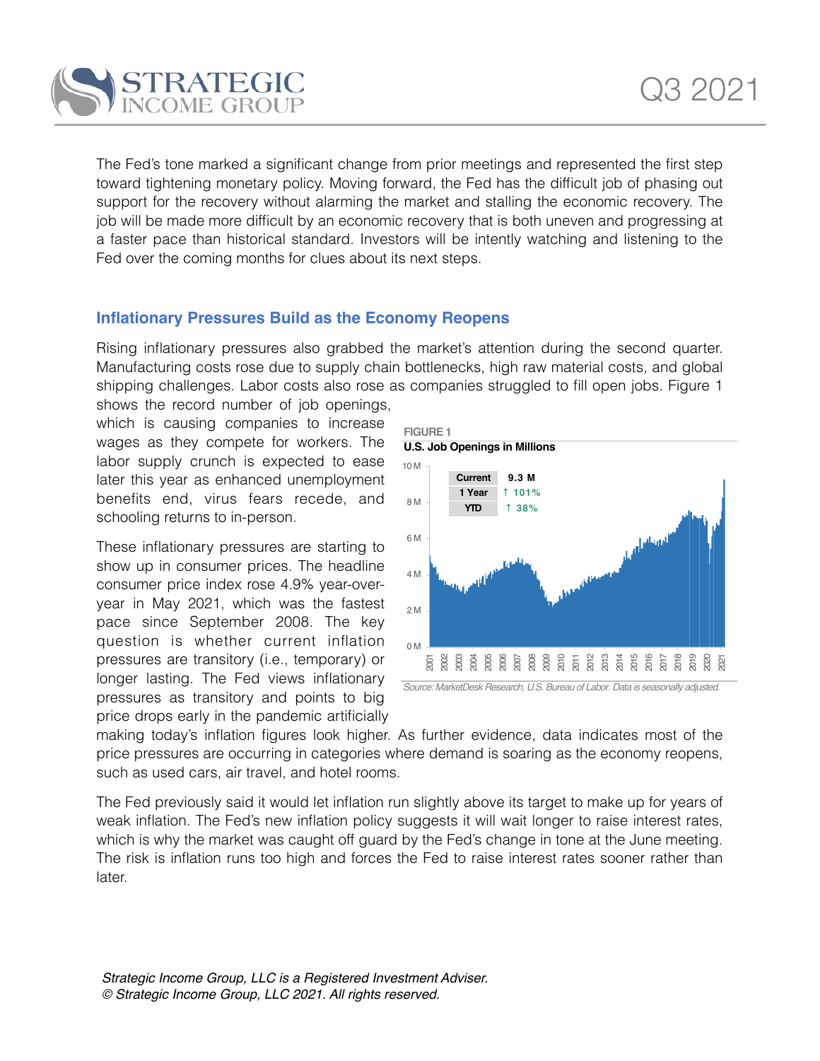The Fed's tone marked a significant change from prior meetings and represented the first step toward tightening monetary policy. Moving forward, the Fed has the difficult job of phasing out support for the recovery without alarming the market and stalling the economic recovery. The job will be made more difficult by an economic recovery that is both uneven and progressing at a faster pace than historical standard. Investors will be intently watching and listening to the Fed over the coming months for clues about its next steps.

## Inflationary Pressures Build as the Economy Reopens

Rising inflationary pressures also grabbed the market's attention during the second quarter. Manufacturing costs rose due to supply chain bottlenecks, high raw material costs, and global shipping challenges. Labor costs also rose as companies struggled to fill open jobs. Figure 1 shows the record number of job openings, which is causing companies to increase wages as they compete for workers. The labor supply crunch is expected to ease later this year as enhanced unemployment benefits end, virus fears recede, and schooling returns to in-person.

FIGURE 1

**U.S. Job Openings in Millions**

| | |
|---|---|
| Current | 9.3 M |
| 1 Year | ↑ 101% |
| YTD | ↑ 38% |

*Source: MarketDesk Research, U.S. Bureau of Labor. Data is seasonally adjusted.*

These inflationary pressures are starting to show up in consumer prices. The headline consumer price index rose 4.9% year-over-year in May 2021, which was the fastest pace since September 2008. The key question is whether current inflation pressures are transitory (i.e., temporary) or longer lasting. The Fed views inflationary pressures as transitory and points to big price drops early in the pandemic artificially making today's inflation figures look higher. As further evidence, data indicates most of the price pressures are occurring in categories where demand is soaring as the economy reopens, such as used cars, air travel, and hotel rooms.

The Fed previously said it would let inflation run slightly above its target to make up for years of weak inflation. The Fed's new inflation policy suggests it will wait longer to raise interest rates, which is why the market was caught off guard by the Fed's change in tone at the June meeting. The risk is inflation runs too high and forces the Fed to raise interest rates sooner rather than later.

*Strategic Income Group, LLC is a Registered Investment Adviser.*
*© Strategic Income Group, LLC 2021. All rights reserved.*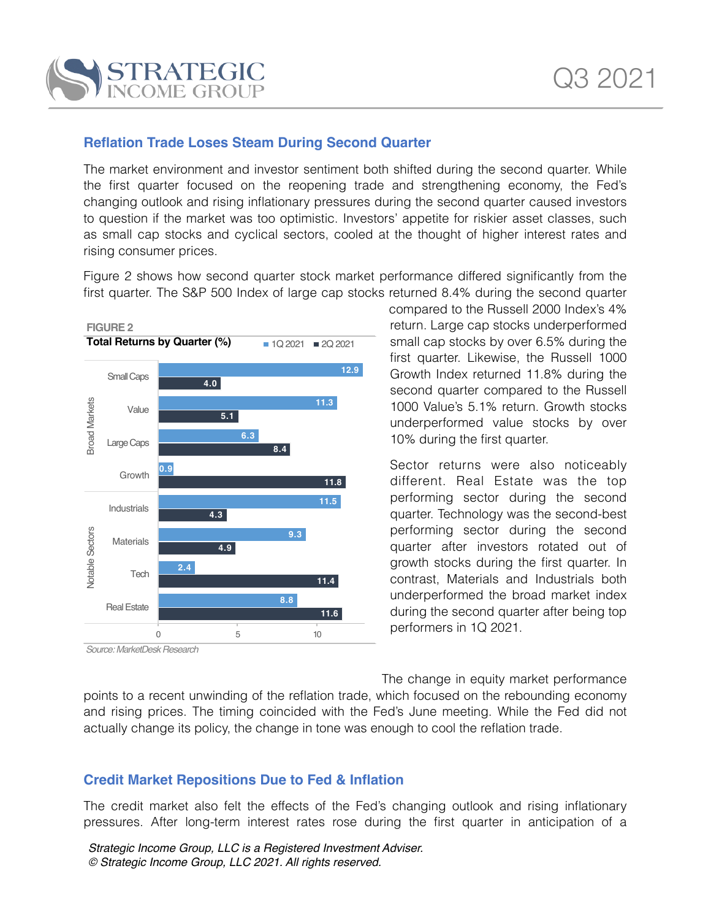## Reflation Trade Loses Steam During Second Quarter

The market environment and investor sentiment both shifted during the second quarter. While the first quarter focused on the reopening trade and strengthening economy, the Fed's changing outlook and rising inflationary pressures during the second quarter caused investors to question if the market was too optimistic. Investors' appetite for riskier asset classes, such as small cap stocks and cyclical sectors, cooled at the thought of higher interest rates and rising consumer prices.

Figure 2 shows how second quarter stock market performance differed significantly from the first quarter. The S&P 500 Index of large cap stocks returned 8.4% during the second quarter compared to the Russell 2000 Index's 4% return. Large cap stocks underperformed small cap stocks by over 6.5% during the first quarter. Likewise, the Russell 1000 Growth Index returned 11.8% during the second quarter compared to the Russell 1000 Value's 5.1% return. Growth stocks underperformed value stocks by over 10% during the first quarter.

**FIGURE 2**

**Total Returns by Quarter (%)**

| | | 1Q 2021 | 2Q 2021 |
|---|---|---|---|
| Broad Markets | Small Caps | 12.9 | 4.0 |
| | Value | 11.3 | 5.1 |
| | Large Caps | 6.3 | 8.4 |
| | Growth | 0.9 | 11.8 |
| Notable Sectors | Industrials | 11.5 | 4.3 |
| | Materials | 9.3 | 4.9 |
| | Tech | 2.4 | 11.4 |
| | Real Estate | 8.8 | 11.6 |

*Source: MarketDesk Research*

Sector returns were also noticeably different. Real Estate was the top performing sector during the second quarter. Technology was the second-best performing sector during the second quarter after investors rotated out of growth stocks during the first quarter. In contrast, Materials and Industrials both underperformed the broad market index during the second quarter after being top performers in 1Q 2021.

The change in equity market performance points to a recent unwinding of the reflation trade, which focused on the rebounding economy and rising prices. The timing coincided with the Fed's June meeting. While the Fed did not actually change its policy, the change in tone was enough to cool the reflation trade.

## Credit Market Repositions Due to Fed & Inflation

The credit market also felt the effects of the Fed's changing outlook and rising inflationary pressures. After long-term interest rates rose during the first quarter in anticipation of a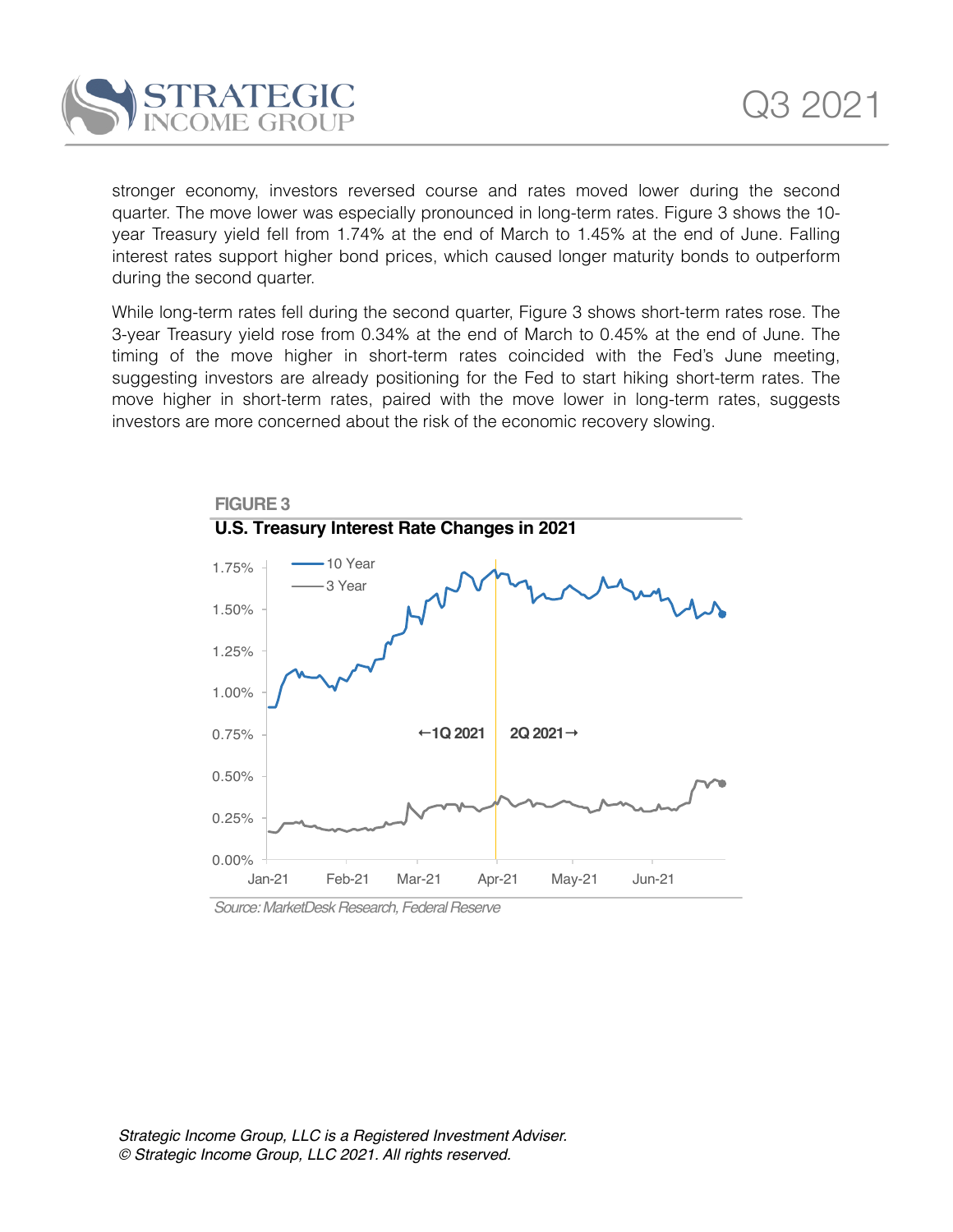stronger economy, investors reversed course and rates moved lower during the second quarter. The move lower was especially pronounced in long-term rates. Figure 3 shows the 10-year Treasury yield fell from 1.74% at the end of March to 1.45% at the end of June. Falling interest rates support higher bond prices, which caused longer maturity bonds to outperform during the second quarter.

While long-term rates fell during the second quarter, Figure 3 shows short-term rates rose. The 3-year Treasury yield rose from 0.34% at the end of March to 0.45% at the end of June. The timing of the move higher in short-term rates coincided with the Fed's June meeting, suggesting investors are already positioning for the Fed to start hiking short-term rates. The move higher in short-term rates, paired with the move lower in long-term rates, suggests investors are more concerned about the risk of the economic recovery slowing.

**FIGURE 3**

**U.S. Treasury Interest Rate Changes in 2021**

*Source: MarketDesk Research, Federal Reserve*

*Strategic Income Group, LLC is a Registered Investment Adviser.*
*© Strategic Income Group, LLC 2021. All rights reserved.*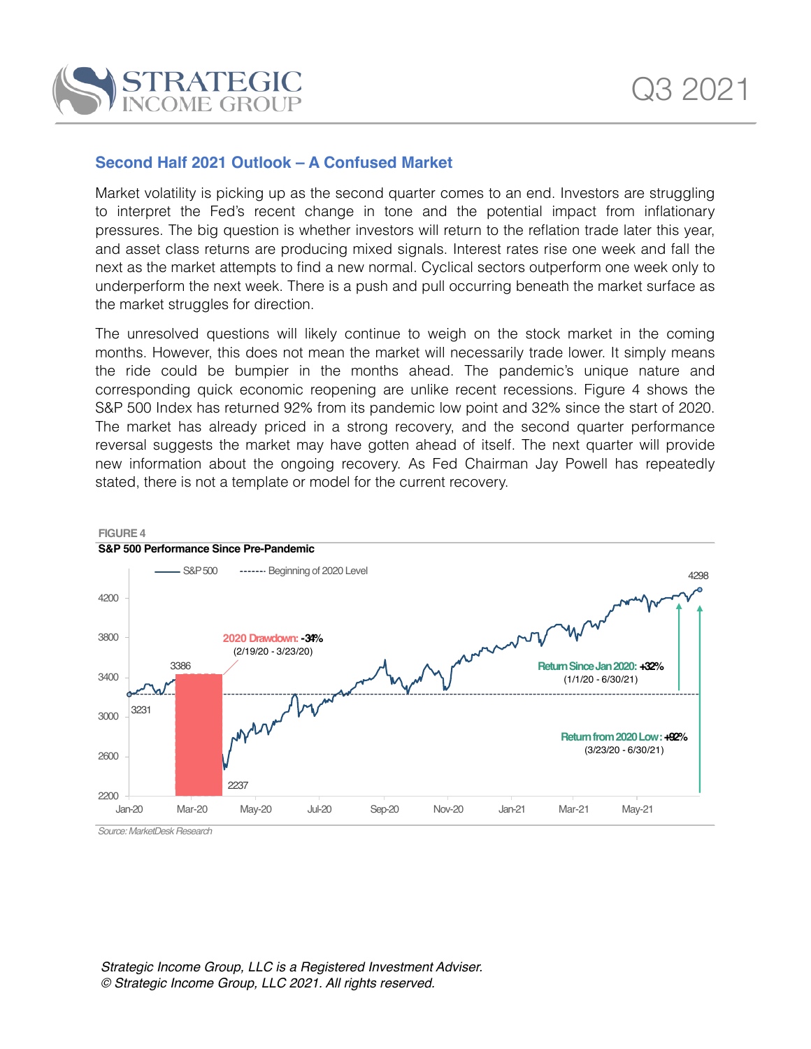## Second Half 2021 Outlook – A Confused Market

Market volatility is picking up as the second quarter comes to an end. Investors are struggling to interpret the Fed's recent change in tone and the potential impact from inflationary pressures. The big question is whether investors will return to the reflation trade later this year, and asset class returns are producing mixed signals. Interest rates rise one week and fall the next as the market attempts to find a new normal. Cyclical sectors outperform one week only to underperform the next week. There is a push and pull occurring beneath the market surface as the market struggles for direction.

The unresolved questions will likely continue to weigh on the stock market in the coming months. However, this does not mean the market will necessarily trade lower. It simply means the ride could be bumpier in the months ahead. The pandemic's unique nature and corresponding quick economic reopening are unlike recent recessions. Figure 4 shows the S&P 500 Index has returned 92% from its pandemic low point and 32% since the start of 2020. The market has already priced in a strong recovery, and the second quarter performance reversal suggests the market may have gotten ahead of itself. The next quarter will provide new information about the ongoing recovery. As Fed Chairman Jay Powell has repeatedly stated, there is not a template or model for the current recovery.

FIGURE 4

**S&P 500 Performance Since Pre-Pandemic**

Legend: S&P 500; Beginning of 2020 Level

- 3231 (Jan-20), 3386 (pre-pandemic high), 2237 (low), 4298 (latest)
- 2020 Drawdown: -34% (2/19/20 - 3/23/20)
- Return Since Jan 2020: +32% (1/1/20 - 6/30/21)
- Return from 2020 Low: +92% (3/23/20 - 6/30/21)

*Source: MarketDesk Research*

*Strategic Income Group, LLC is a Registered Investment Adviser.*
*© Strategic Income Group, LLC 2021. All rights reserved.*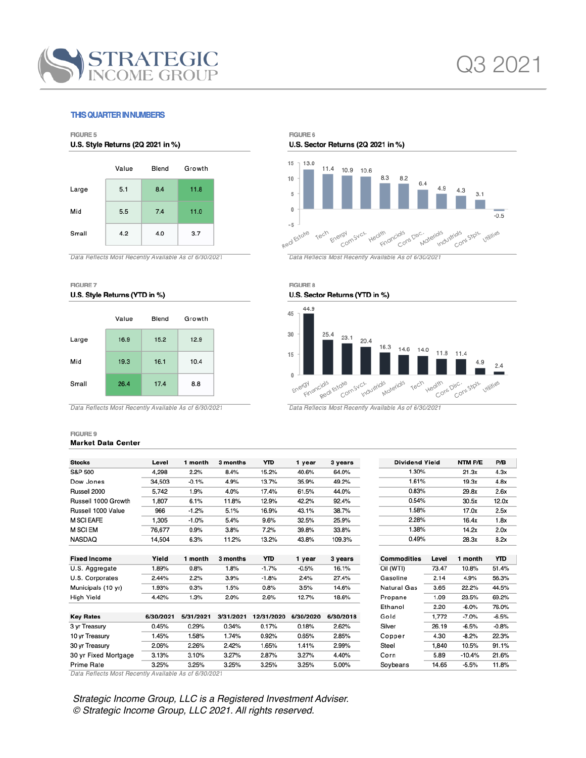# THIS QUARTER IN NUMBERS

FIGURE 5

**U.S. Style Returns (2Q 2021 in %)**

| | Value | Blend | Growth |
|---|---|---|---|
| Large | 5.1 | 8.4 | 11.8 |
| Mid | 5.5 | 7.4 | 11.0 |
| Small | 4.2 | 4.0 | 3.7 |

*Data Reflects Most Recently Available As of 6/30/2021*

FIGURE 6

**U.S. Sector Returns (2Q 2021 in %)**

| Real Estate | Tech | Energy | Com Svcs. | Health | Financials | Cons Disc. | Materials | Industrials | Cons Stpls. | Utilities |
|---|---|---|---|---|---|---|---|---|---|---|
| 13.0 | 11.4 | 10.9 | 10.6 | 8.3 | 8.2 | 6.4 | 4.9 | 4.3 | 3.1 | -0.5 |

*Data Reflects Most Recently Available As of 6/30/2021*

FIGURE 7

**U.S. Style Returns (YTD in %)**

| | Value | Blend | Growth |
|---|---|---|---|
| Large | 16.9 | 15.2 | 12.9 |
| Mid | 19.3 | 16.1 | 10.4 |
| Small | 26.4 | 17.4 | 8.8 |

*Data Reflects Most Recently Available As of 6/30/2021*

FIGURE 8

**U.S. Sector Returns (YTD in %)**

| Energy | Financials | Real Estate | Com Svcs. | Industrials | Materials | Tech | Health | Cons Disc. | Cons Stpls. | Utilities |
|---|---|---|---|---|---|---|---|---|---|---|
| 44.9 | 25.4 | 23.1 | 20.4 | 16.3 | 14.6 | 14.0 | 11.8 | 11.4 | 4.9 | 2.4 |

*Data Reflects Most Recently Available As of 6/30/2021*

FIGURE 9

**Market Data Center**

| Stocks | Level | 1 month | 3 months | YTD | 1 year | 3 years | Dividend Yield | NTM P/E | P/B |
|---|---|---|---|---|---|---|---|---|---|
| S&P 500 | 4,298 | 2.2% | 8.4% | 15.2% | 40.6% | 64.0% | 1.30% | 21.3x | 4.3x |
| Dow Jones | 34,503 | -0.1% | 4.9% | 13.7% | 35.9% | 49.2% | 1.61% | 19.3x | 4.8x |
| Russell 2000 | 5,742 | 1.9% | 4.0% | 17.4% | 61.5% | 44.0% | 0.83% | 29.8x | 2.6x |
| Russell 1000 Growth | 1,807 | 6.1% | 11.8% | 12.9% | 42.2% | 92.4% | 0.54% | 30.5x | 12.0x |
| Russell 1000 Value | 966 | -1.2% | 5.1% | 16.9% | 43.1% | 38.7% | 1.58% | 17.0x | 2.5x |
| MSCI EAFE | 1,305 | -1.0% | 5.4% | 9.6% | 32.5% | 25.9% | 2.28% | 16.4x | 1.8x |
| MSCI EM | 76,677 | 0.9% | 3.8% | 7.2% | 39.8% | 33.8% | 1.38% | 14.2x | 2.0x |
| NASDAQ | 14,504 | 6.3% | 11.2% | 13.2% | 43.8% | 109.3% | 0.49% | 28.3x | 8.2x |

| Fixed Income | Yield | 1 month | 3 months | YTD | 1 year | 3 years |
|---|---|---|---|---|---|---|
| U.S. Aggregate | 1.89% | 0.8% | 1.8% | -1.7% | -0.5% | 16.1% |
| U.S. Corporates | 2.44% | 2.2% | 3.9% | -1.8% | 2.4% | 27.4% |
| Municipals (10 yr) | 1.93% | 0.3% | 1.5% | 0.8% | 3.5% | 14.6% |
| High Yield | 4.42% | 1.3% | 2.0% | 2.6% | 12.7% | 18.6% |

| Key Rates | 6/30/2021 | 5/31/2021 | 3/31/2021 | 12/31/2020 | 6/30/2020 | 6/30/2018 |
|---|---|---|---|---|---|---|
| 3 yr Treasury | 0.45% | 0.29% | 0.34% | 0.17% | 0.18% | 2.62% |
| 10 yr Treasury | 1.45% | 1.58% | 1.74% | 0.92% | 0.65% | 2.85% |
| 30 yr Treasury | 2.06% | 2.26% | 2.42% | 1.65% | 1.41% | 2.99% |
| 30 yr Fixed Mortgage | 3.13% | 3.10% | 3.27% | 2.87% | 3.27% | 4.40% |
| Prime Rate | 3.25% | 3.25% | 3.25% | 3.25% | 3.25% | 5.00% |

| Commodities | Level | 1 month | YTD |
|---|---|---|---|
| Oil (WTI) | 73.47 | 10.8% | 51.4% |
| Gasoline | 2.14 | 4.9% | 56.3% |
| Natural Gas | 3.65 | 22.2% | 44.5% |
| Propane | 1.09 | 23.5% | 69.2% |
| Ethanol | 2.20 | -6.0% | 76.0% |
| Gold | 1,772 | -7.0% | -6.5% |
| Silver | 26.19 | -6.5% | -0.8% |
| Copper | 4.30 | -8.2% | 22.3% |
| Steel | 1,840 | 10.5% | 91.1% |
| Corn | 5.89 | -10.4% | 21.6% |
| Soybeans | 14.65 | -5.5% | 11.8% |

*Data Reflects Most Recently Available As of 6/30/2021*

*Strategic Income Group, LLC is a Registered Investment Adviser.*
*© Strategic Income Group, LLC 2021. All rights reserved.*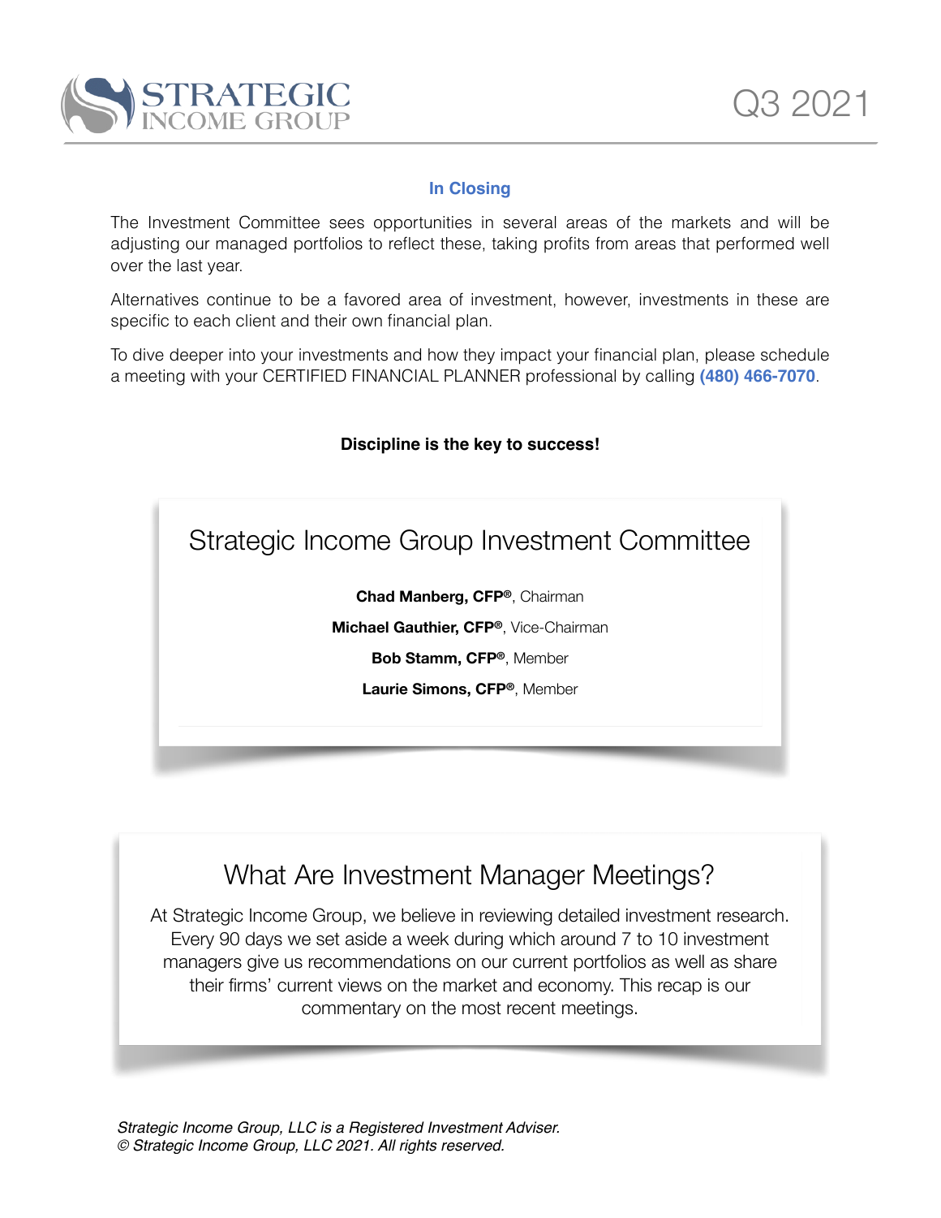## In Closing

The Investment Committee sees opportunities in several areas of the markets and will be adjusting our managed portfolios to reflect these, taking profits from areas that performed well over the last year.

Alternatives continue to be a favored area of investment, however, investments in these are specific to each client and their own financial plan.

To dive deeper into your investments and how they impact your financial plan, please schedule a meeting with your CERTIFIED FINANCIAL PLANNER professional by calling **(480) 466-7070**.

**Discipline is the key to success!**

## Strategic Income Group Investment Committee

**Chad Manberg, CFP®**, Chairman

**Michael Gauthier, CFP®**, Vice-Chairman

**Bob Stamm, CFP®**, Member

**Laurie Simons, CFP®**, Member

## What Are Investment Manager Meetings?

At Strategic Income Group, we believe in reviewing detailed investment research. Every 90 days we set aside a week during which around 7 to 10 investment managers give us recommendations on our current portfolios as well as share their firms' current views on the market and economy. This recap is our commentary on the most recent meetings.

*Strategic Income Group, LLC is a Registered Investment Adviser.*
*© Strategic Income Group, LLC 2021. All rights reserved.*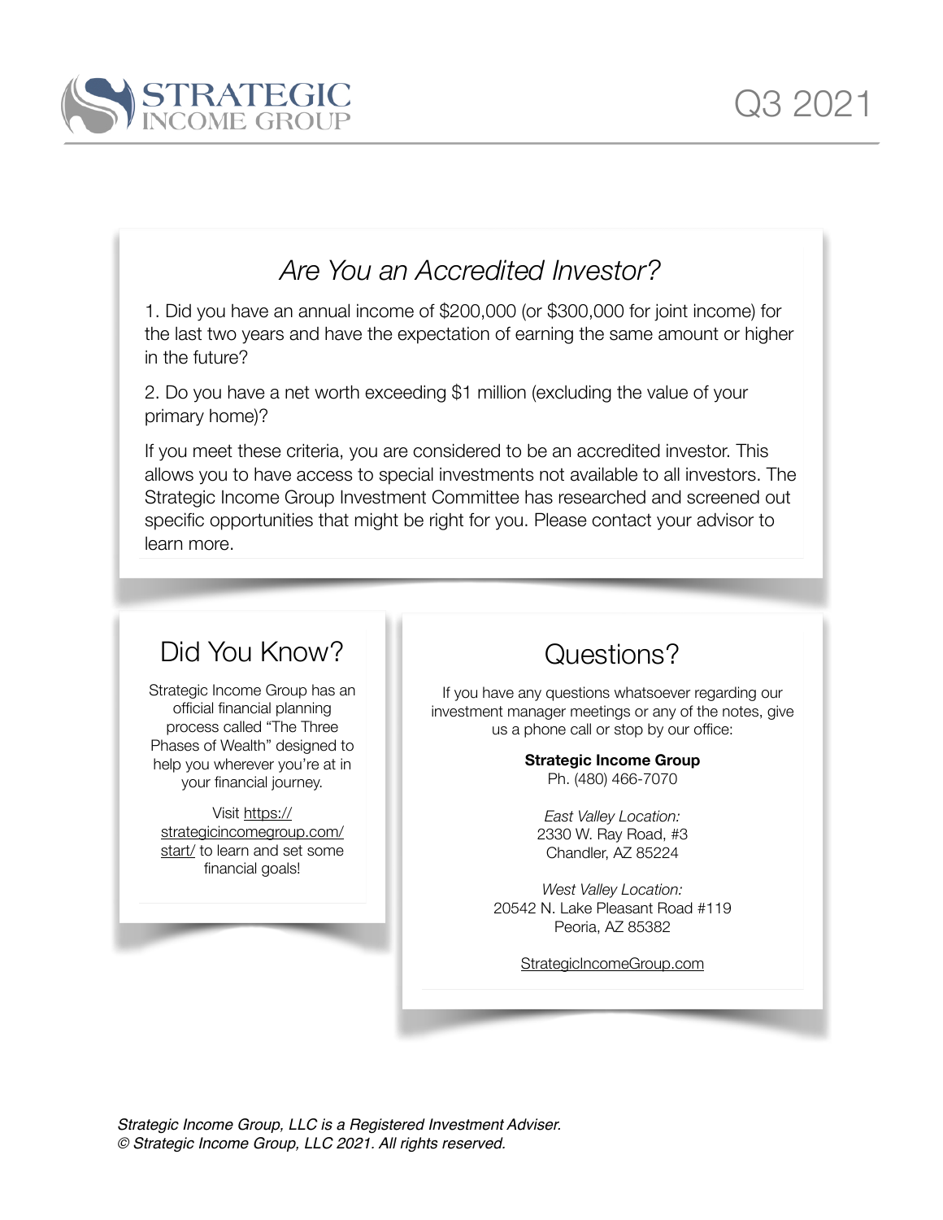# Are You an Accredited Investor?

1. Did you have an annual income of $200,000 (or $300,000 for joint income) for the last two years and have the expectation of earning the same amount or higher in the future?

2. Do you have a net worth exceeding $1 million (excluding the value of your primary home)?

If you meet these criteria, you are considered to be an accredited investor. This allows you to have access to special investments not available to all investors. The Strategic Income Group Investment Committee has researched and screened out specific opportunities that might be right for you. Please contact your advisor to learn more.

## Did You Know?

Strategic Income Group has an official financial planning process called "The Three Phases of Wealth" designed to help you wherever you're at in your financial journey.

Visit https://strategicincomegroup.com/start/ to learn and set some financial goals!

## Questions?

If you have any questions whatsoever regarding our investment manager meetings or any of the notes, give us a phone call or stop by our office:

**Strategic Income Group**
Ph. (480) 466-7070

*East Valley Location:*
2330 W. Ray Road, #3
Chandler, AZ 85224

*West Valley Location:*
20542 N. Lake Pleasant Road #119
Peoria, AZ 85382

StrategicIncomeGroup.com

*Strategic Income Group, LLC is a Registered Investment Adviser.*
*© Strategic Income Group, LLC 2021. All rights reserved.*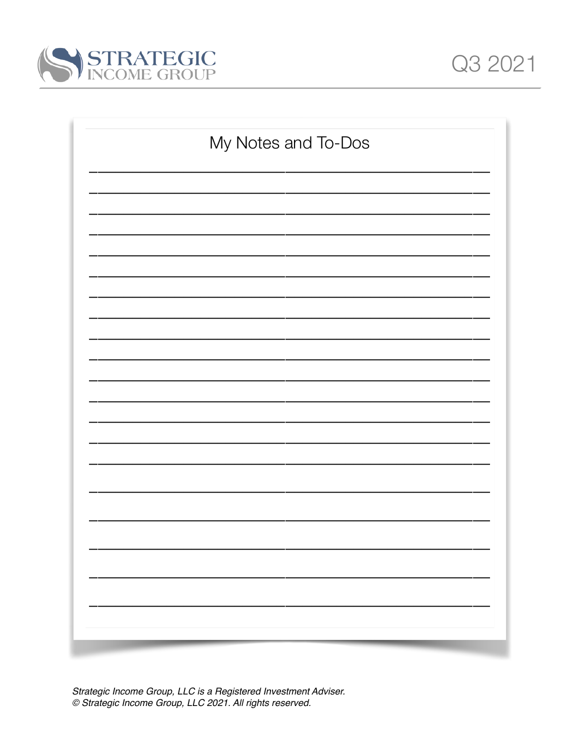## My Notes and To-Dos

*Strategic Income Group, LLC is a Registered Investment Adviser.*
*© Strategic Income Group, LLC 2021. All rights reserved.*